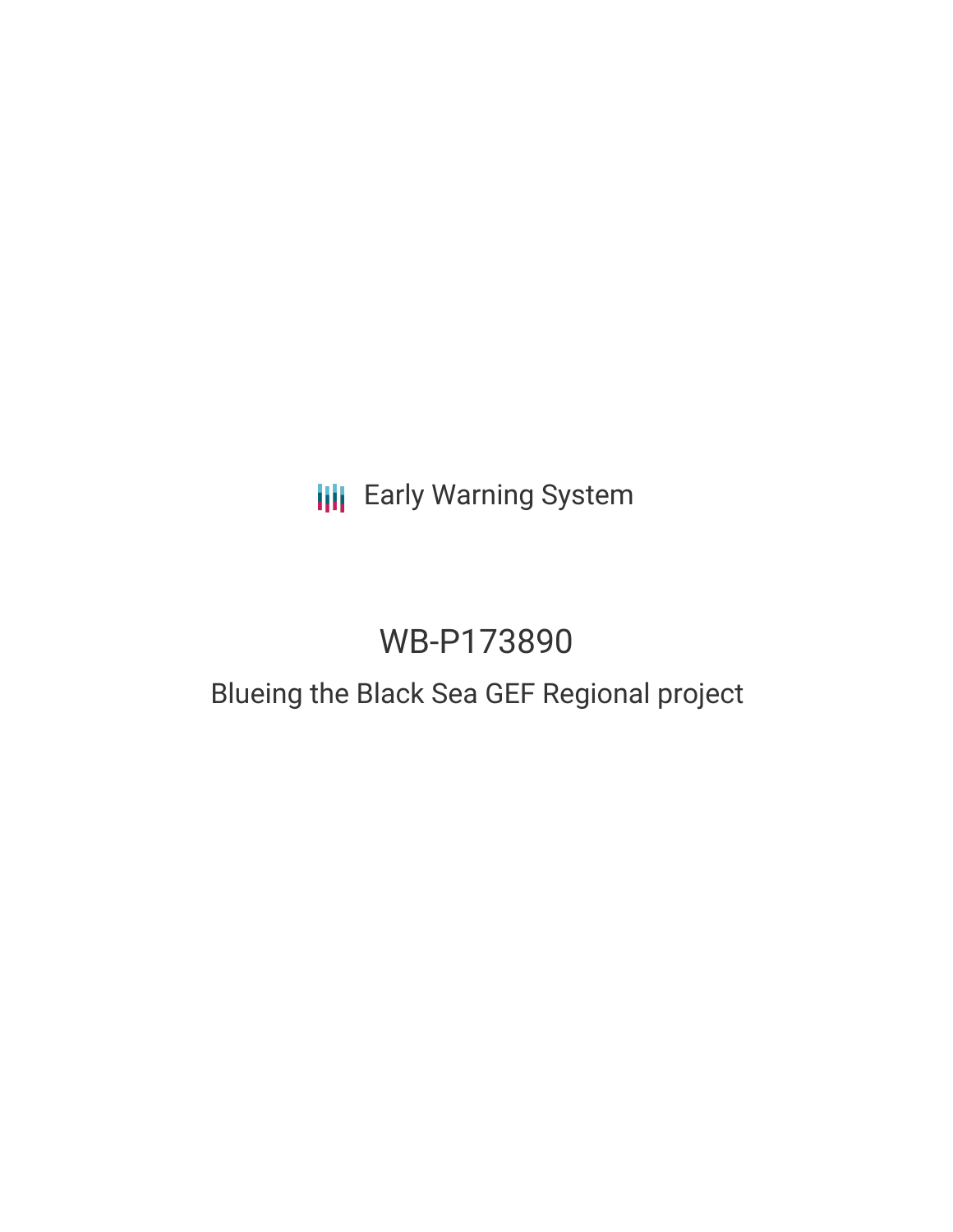Early Warning System

# WB-P173890

## Blueing the Black Sea GEF Regional project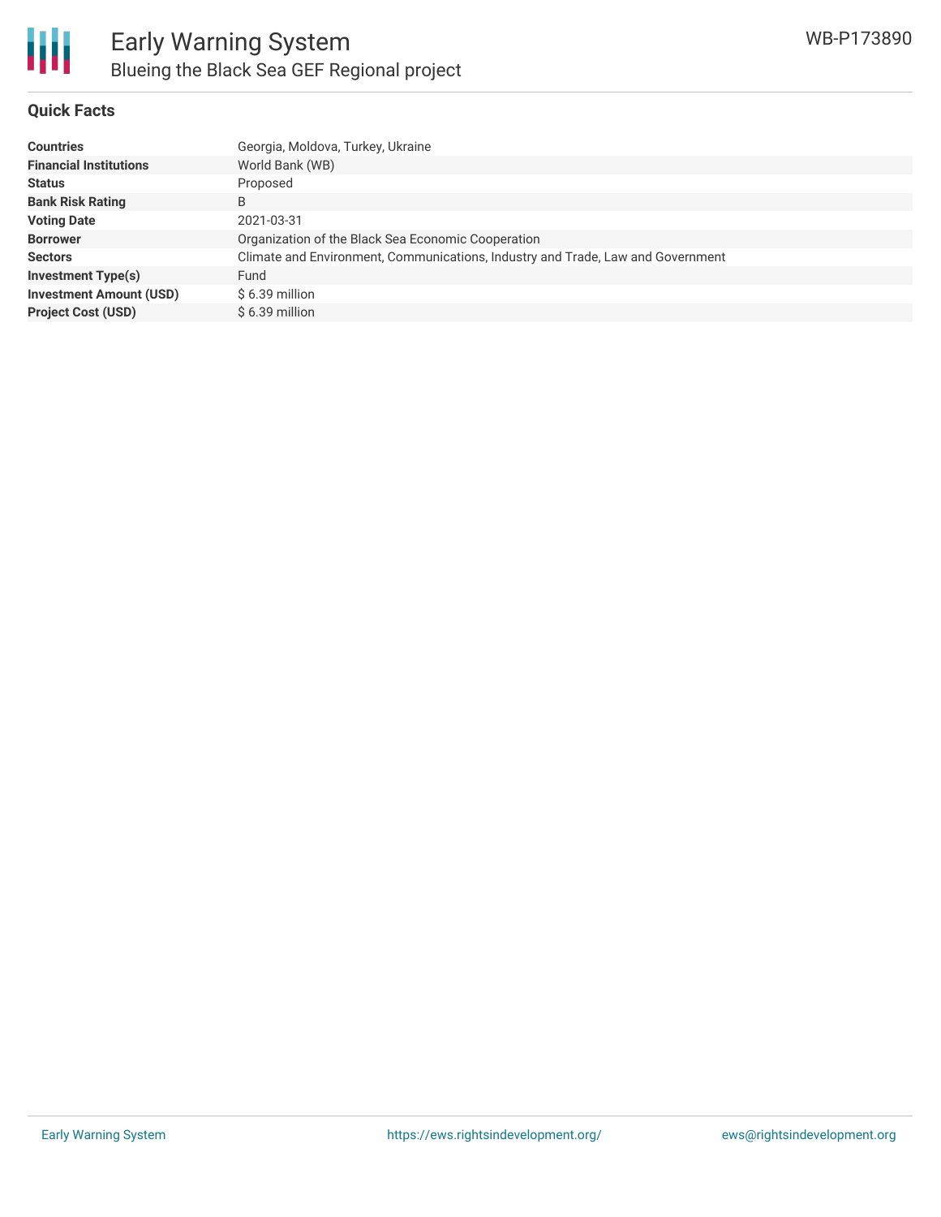# Early Warning System

## Blueing the Black Sea GEF Regional project

WB-P173890

### Quick Facts

| | |
|---|---|
| **Countries** | Georgia, Moldova, Turkey, Ukraine |
| **Financial Institutions** | World Bank (WB) |
| **Status** | Proposed |
| **Bank Risk Rating** | B |
| **Voting Date** | 2021-03-31 |
| **Borrower** | Organization of the Black Sea Economic Cooperation |
| **Sectors** | Climate and Environment, Communications, Industry and Trade, Law and Government |
| **Investment Type(s)** | Fund |
| **Investment Amount (USD)** | $ 6.39 million |
| **Project Cost (USD)** | $ 6.39 million |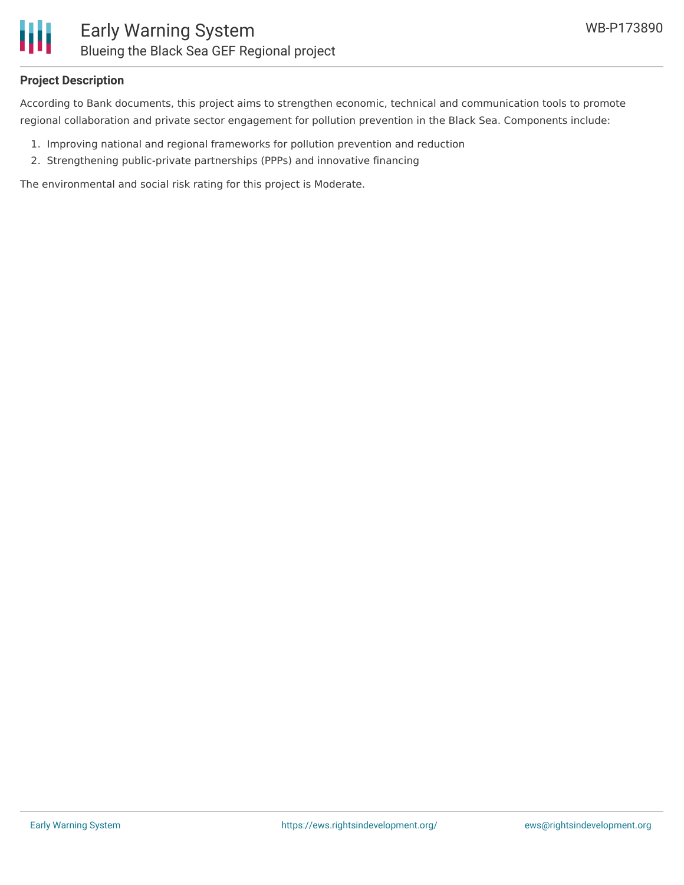## Project Description

According to Bank documents, this project aims to strengthen economic, technical and communication tools to promote regional collaboration and private sector engagement for pollution prevention in the Black Sea. Components include:

1. Improving national and regional frameworks for pollution prevention and reduction
2. Strengthening public-private partnerships (PPPs) and innovative financing

The environmental and social risk rating for this project is Moderate.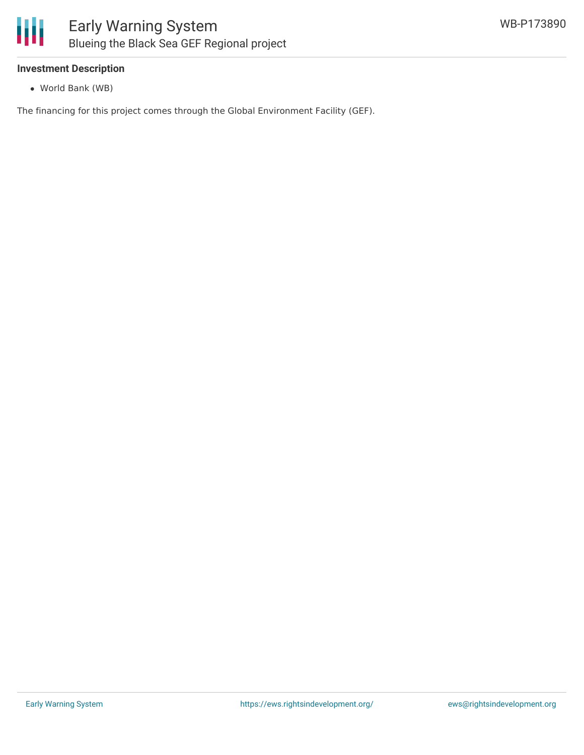### Investment Description

- World Bank (WB)

The financing for this project comes through the Global Environment Facility (GEF).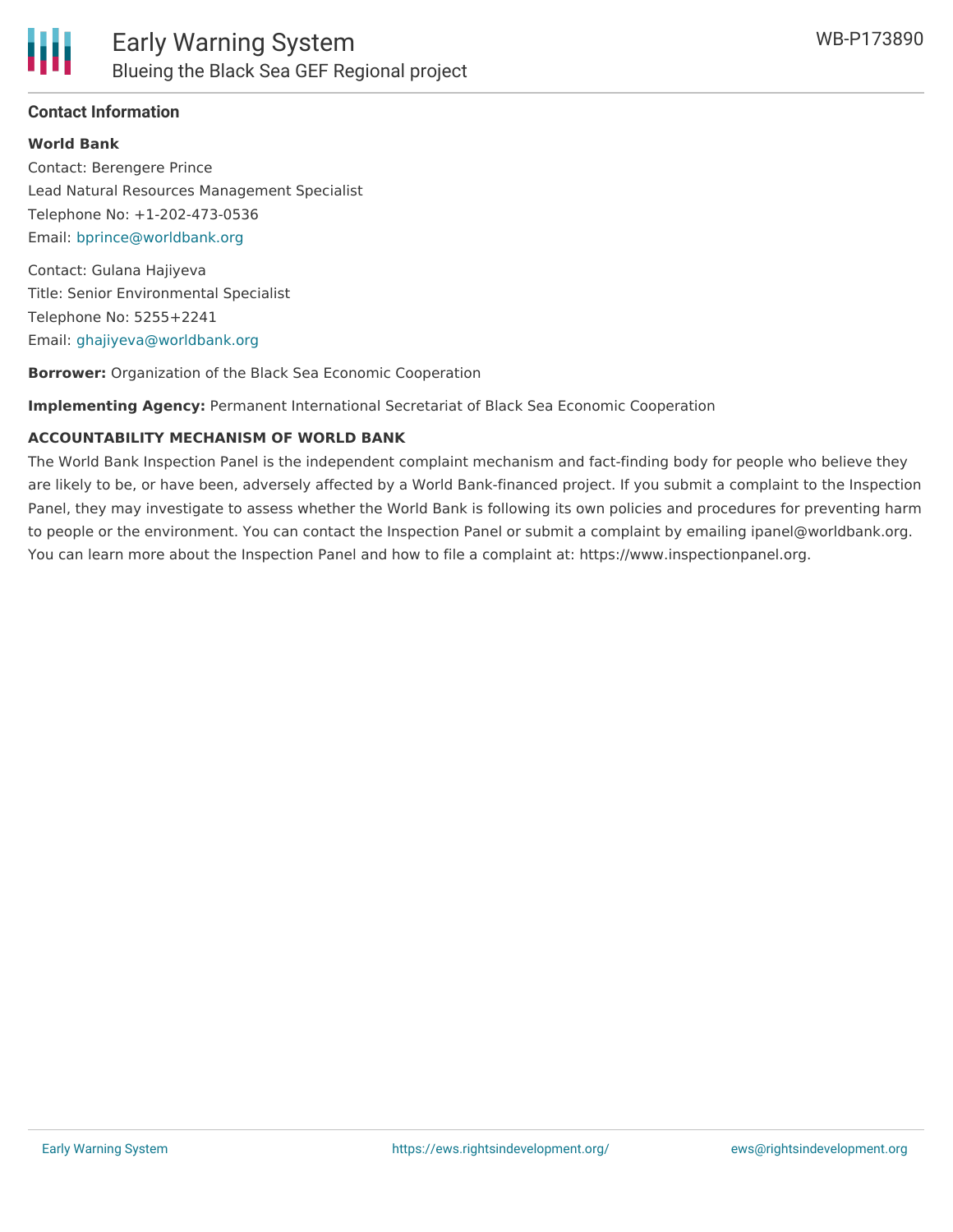## Contact Information

**World Bank**

Contact: Berengere Prince
Lead Natural Resources Management Specialist
Telephone No: +1-202-473-0536
Email: bprince@worldbank.org

Contact: Gulana Hajiyeva
Title: Senior Environmental Specialist
Telephone No: 5255+2241
Email: ghajiyeva@worldbank.org

**Borrower:** Organization of the Black Sea Economic Cooperation

**Implementing Agency:** Permanent International Secretariat of Black Sea Economic Cooperation

**ACCOUNTABILITY MECHANISM OF WORLD BANK**

The World Bank Inspection Panel is the independent complaint mechanism and fact-finding body for people who believe they are likely to be, or have been, adversely affected by a World Bank-financed project. If you submit a complaint to the Inspection Panel, they may investigate to assess whether the World Bank is following its own policies and procedures for preventing harm to people or the environment. You can contact the Inspection Panel or submit a complaint by emailing ipanel@worldbank.org. You can learn more about the Inspection Panel and how to file a complaint at: https://www.inspectionpanel.org.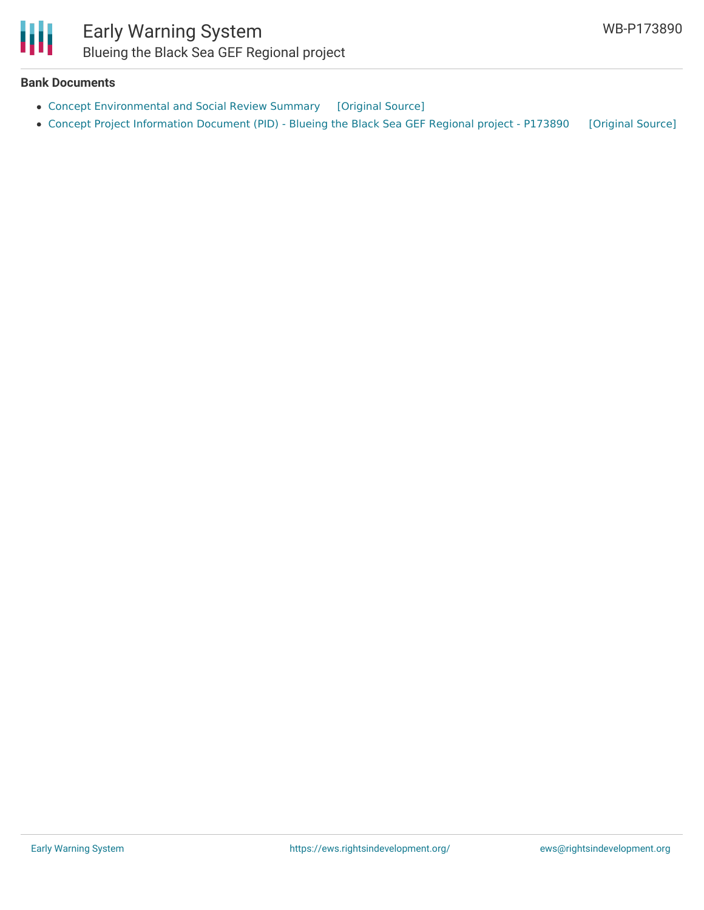### Bank Documents

- Concept Environmental and Social Review Summary [Original Source]
- Concept Project Information Document (PID) - Blueing the Black Sea GEF Regional project - P173890 [Original Source]